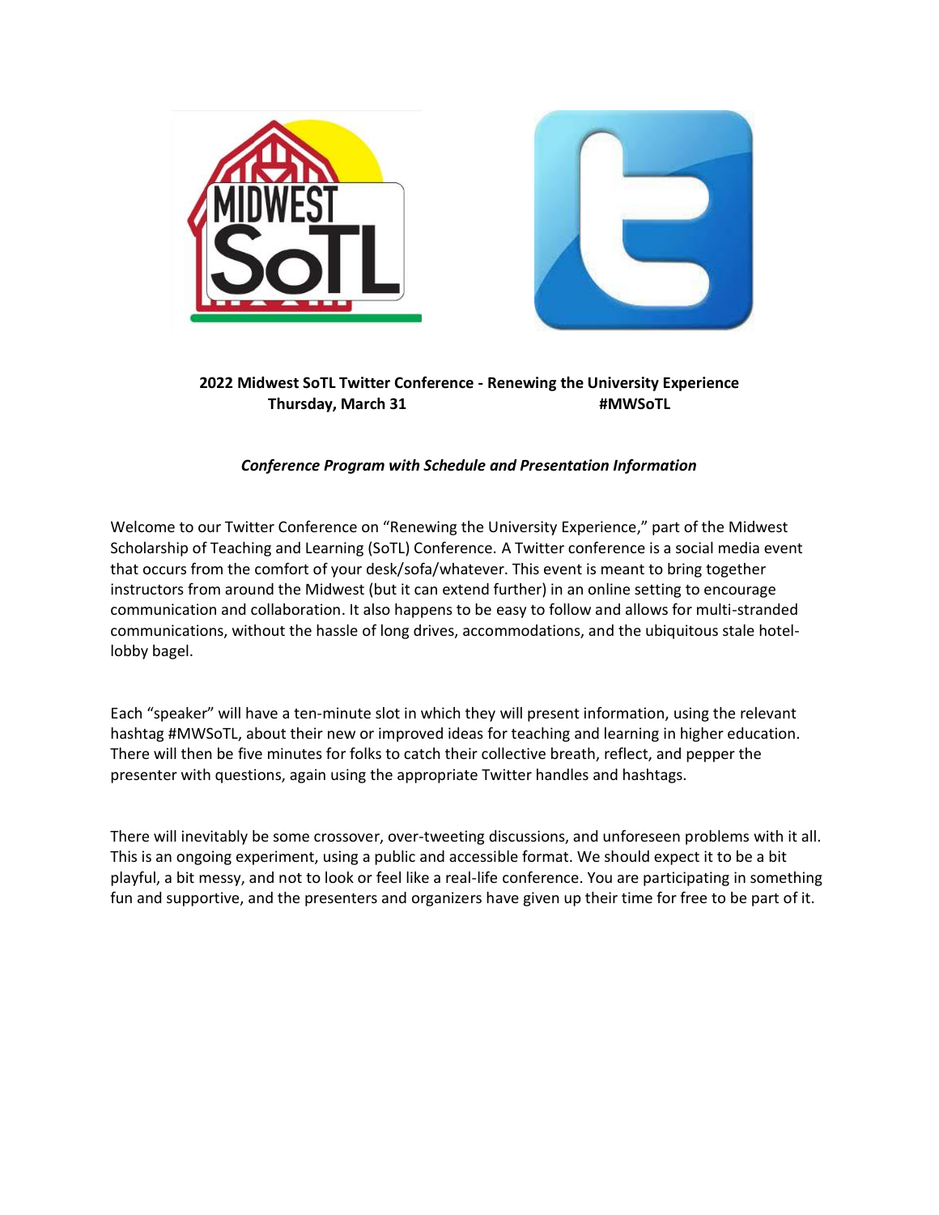**2022 Midwest SoTL Twitter Conference - Renewing the University Experience**
**Thursday, March 31** **#MWSoTL**

***Conference Program with Schedule and Presentation Information***

Welcome to our Twitter Conference on "Renewing the University Experience," part of the Midwest Scholarship of Teaching and Learning (SoTL) Conference. A Twitter conference is a social media event that occurs from the comfort of your desk/sofa/whatever. This event is meant to bring together instructors from around the Midwest (but it can extend further) in an online setting to encourage communication and collaboration. It also happens to be easy to follow and allows for multi-stranded communications, without the hassle of long drives, accommodations, and the ubiquitous stale hotel-lobby bagel.

Each "speaker" will have a ten-minute slot in which they will present information, using the relevant hashtag #MWSoTL, about their new or improved ideas for teaching and learning in higher education. There will then be five minutes for folks to catch their collective breath, reflect, and pepper the presenter with questions, again using the appropriate Twitter handles and hashtags.

There will inevitably be some crossover, over-tweeting discussions, and unforeseen problems with it all. This is an ongoing experiment, using a public and accessible format. We should expect it to be a bit playful, a bit messy, and not to look or feel like a real-life conference. You are participating in something fun and supportive, and the presenters and organizers have given up their time for free to be part of it.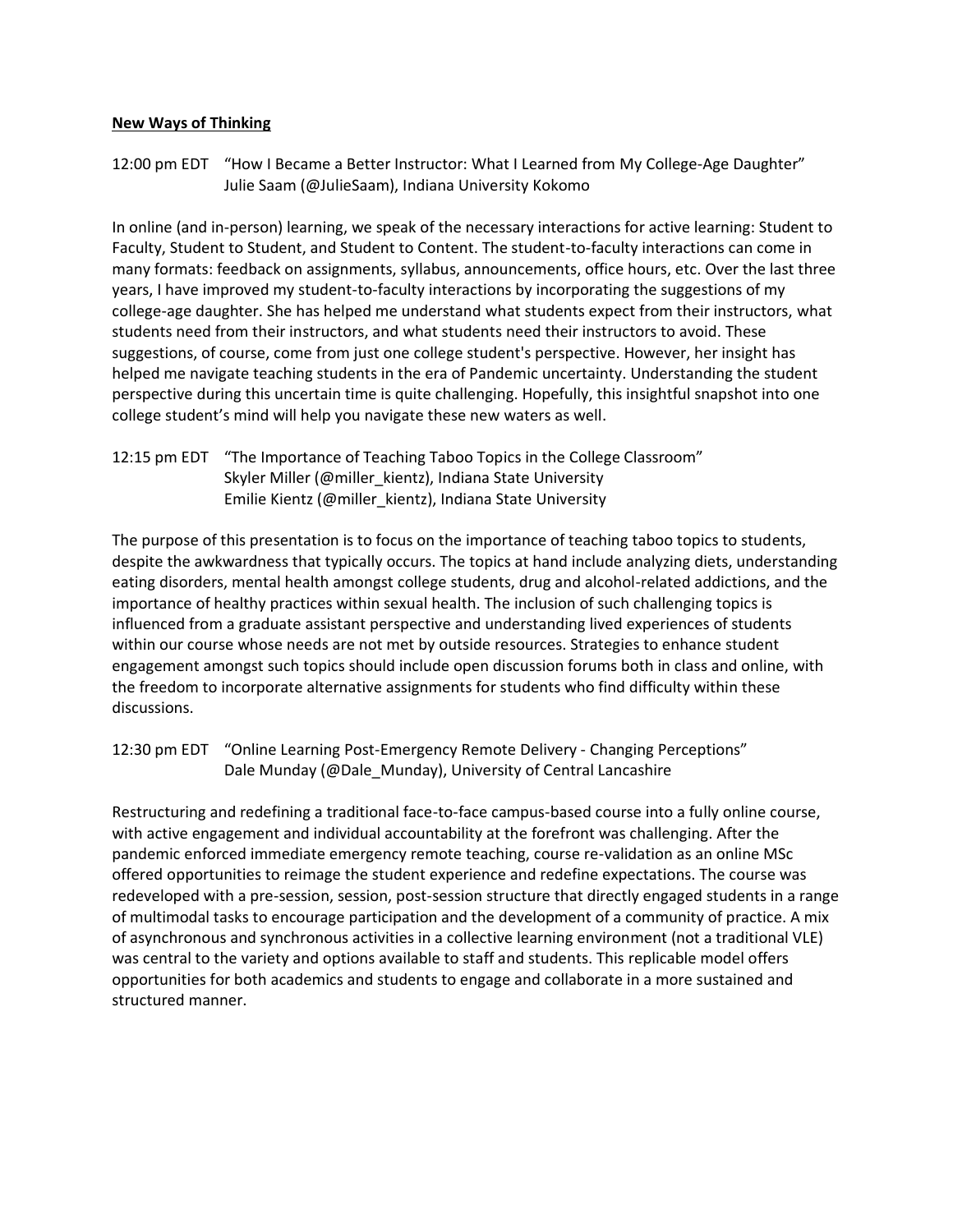**New Ways of Thinking**

12:00 pm EDT "How I Became a Better Instructor: What I Learned from My College-Age Daughter"
Julie Saam (@JulieSaam), Indiana University Kokomo

In online (and in-person) learning, we speak of the necessary interactions for active learning: Student to Faculty, Student to Student, and Student to Content. The student-to-faculty interactions can come in many formats: feedback on assignments, syllabus, announcements, office hours, etc. Over the last three years, I have improved my student-to-faculty interactions by incorporating the suggestions of my college-age daughter. She has helped me understand what students expect from their instructors, what students need from their instructors, and what students need their instructors to avoid. These suggestions, of course, come from just one college student's perspective. However, her insight has helped me navigate teaching students in the era of Pandemic uncertainty. Understanding the student perspective during this uncertain time is quite challenging. Hopefully, this insightful snapshot into one college student's mind will help you navigate these new waters as well.

12:15 pm EDT "The Importance of Teaching Taboo Topics in the College Classroom"
Skyler Miller (@miller_kientz), Indiana State University
Emilie Kientz (@miller_kientz), Indiana State University

The purpose of this presentation is to focus on the importance of teaching taboo topics to students, despite the awkwardness that typically occurs. The topics at hand include analyzing diets, understanding eating disorders, mental health amongst college students, drug and alcohol-related addictions, and the importance of healthy practices within sexual health. The inclusion of such challenging topics is influenced from a graduate assistant perspective and understanding lived experiences of students within our course whose needs are not met by outside resources. Strategies to enhance student engagement amongst such topics should include open discussion forums both in class and online, with the freedom to incorporate alternative assignments for students who find difficulty within these discussions.

12:30 pm EDT "Online Learning Post-Emergency Remote Delivery - Changing Perceptions"
Dale Munday (@Dale_Munday), University of Central Lancashire

Restructuring and redefining a traditional face-to-face campus-based course into a fully online course, with active engagement and individual accountability at the forefront was challenging. After the pandemic enforced immediate emergency remote teaching, course re-validation as an online MSc offered opportunities to reimage the student experience and redefine expectations. The course was redeveloped with a pre-session, session, post-session structure that directly engaged students in a range of multimodal tasks to encourage participation and the development of a community of practice. A mix of asynchronous and synchronous activities in a collective learning environment (not a traditional VLE) was central to the variety and options available to staff and students. This replicable model offers opportunities for both academics and students to engage and collaborate in a more sustained and structured manner.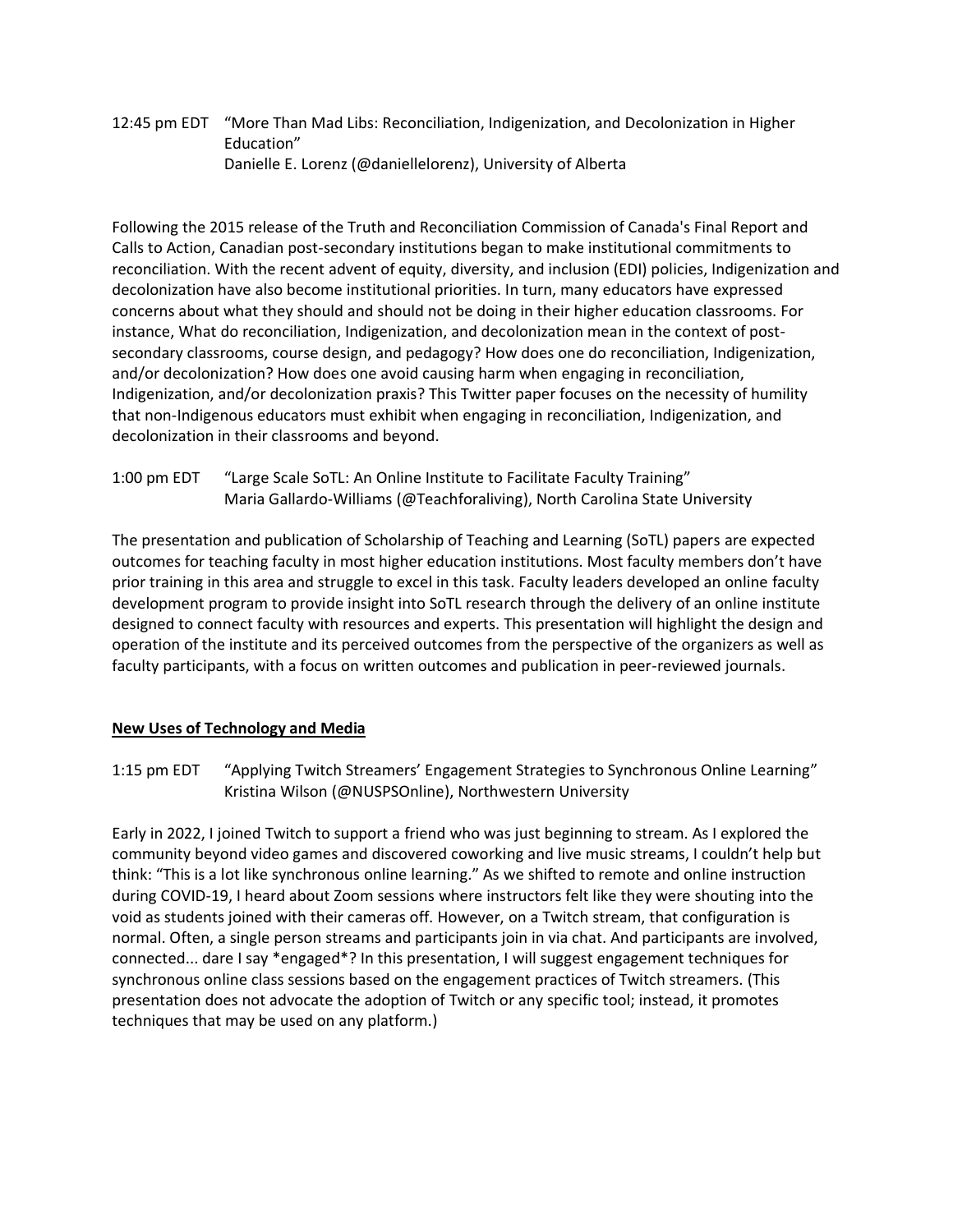12:45 pm EDT "More Than Mad Libs: Reconciliation, Indigenization, and Decolonization in Higher Education"
Danielle E. Lorenz (@daniellelorenz), University of Alberta

Following the 2015 release of the Truth and Reconciliation Commission of Canada's Final Report and Calls to Action, Canadian post-secondary institutions began to make institutional commitments to reconciliation. With the recent advent of equity, diversity, and inclusion (EDI) policies, Indigenization and decolonization have also become institutional priorities. In turn, many educators have expressed concerns about what they should and should not be doing in their higher education classrooms. For instance, What do reconciliation, Indigenization, and decolonization mean in the context of post-secondary classrooms, course design, and pedagogy? How does one do reconciliation, Indigenization, and/or decolonization? How does one avoid causing harm when engaging in reconciliation, Indigenization, and/or decolonization praxis? This Twitter paper focuses on the necessity of humility that non-Indigenous educators must exhibit when engaging in reconciliation, Indigenization, and decolonization in their classrooms and beyond.

1:00 pm EDT "Large Scale SoTL: An Online Institute to Facilitate Faculty Training"
Maria Gallardo-Williams (@Teachforaliving), North Carolina State University

The presentation and publication of Scholarship of Teaching and Learning (SoTL) papers are expected outcomes for teaching faculty in most higher education institutions. Most faculty members don't have prior training in this area and struggle to excel in this task. Faculty leaders developed an online faculty development program to provide insight into SoTL research through the delivery of an online institute designed to connect faculty with resources and experts. This presentation will highlight the design and operation of the institute and its perceived outcomes from the perspective of the organizers as well as faculty participants, with a focus on written outcomes and publication in peer-reviewed journals.

**New Uses of Technology and Media**

1:15 pm EDT "Applying Twitch Streamers' Engagement Strategies to Synchronous Online Learning"
Kristina Wilson (@NUSPSOnline), Northwestern University

Early in 2022, I joined Twitch to support a friend who was just beginning to stream. As I explored the community beyond video games and discovered coworking and live music streams, I couldn't help but think: "This is a lot like synchronous online learning." As we shifted to remote and online instruction during COVID-19, I heard about Zoom sessions where instructors felt like they were shouting into the void as students joined with their cameras off. However, on a Twitch stream, that configuration is normal. Often, a single person streams and participants join in via chat. And participants are involved, connected... dare I say *engaged*? In this presentation, I will suggest engagement techniques for synchronous online class sessions based on the engagement practices of Twitch streamers. (This presentation does not advocate the adoption of Twitch or any specific tool; instead, it promotes techniques that may be used on any platform.)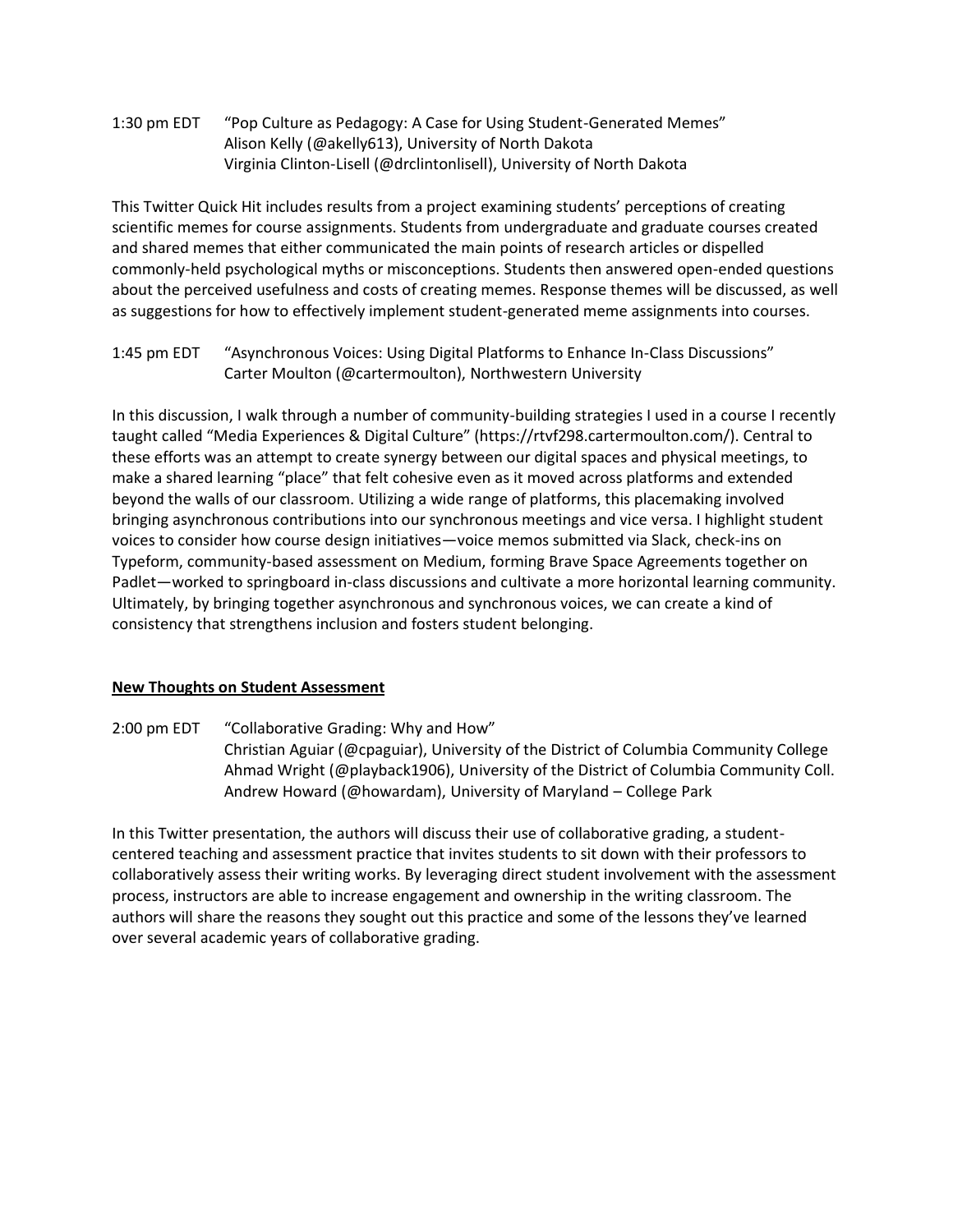1:30 pm EDT "Pop Culture as Pedagogy: A Case for Using Student-Generated Memes"
Alison Kelly (@akelly613), University of North Dakota
Virginia Clinton-Lisell (@drclintonlisell), University of North Dakota

This Twitter Quick Hit includes results from a project examining students' perceptions of creating scientific memes for course assignments. Students from undergraduate and graduate courses created and shared memes that either communicated the main points of research articles or dispelled commonly-held psychological myths or misconceptions. Students then answered open-ended questions about the perceived usefulness and costs of creating memes. Response themes will be discussed, as well as suggestions for how to effectively implement student-generated meme assignments into courses.

1:45 pm EDT "Asynchronous Voices: Using Digital Platforms to Enhance In-Class Discussions"
Carter Moulton (@cartermoulton), Northwestern University

In this discussion, I walk through a number of community-building strategies I used in a course I recently taught called "Media Experiences & Digital Culture" (https://rtvf298.cartermoulton.com/). Central to these efforts was an attempt to create synergy between our digital spaces and physical meetings, to make a shared learning "place" that felt cohesive even as it moved across platforms and extended beyond the walls of our classroom. Utilizing a wide range of platforms, this placemaking involved bringing asynchronous contributions into our synchronous meetings and vice versa. I highlight student voices to consider how course design initiatives—voice memos submitted via Slack, check-ins on Typeform, community-based assessment on Medium, forming Brave Space Agreements together on Padlet—worked to springboard in-class discussions and cultivate a more horizontal learning community. Ultimately, by bringing together asynchronous and synchronous voices, we can create a kind of consistency that strengthens inclusion and fosters student belonging.

**New Thoughts on Student Assessment**

2:00 pm EDT "Collaborative Grading: Why and How"
Christian Aguiar (@cpaguiar), University of the District of Columbia Community College
Ahmad Wright (@playback1906), University of the District of Columbia Community Coll.
Andrew Howard (@howardam), University of Maryland – College Park

In this Twitter presentation, the authors will discuss their use of collaborative grading, a student-centered teaching and assessment practice that invites students to sit down with their professors to collaboratively assess their writing works. By leveraging direct student involvement with the assessment process, instructors are able to increase engagement and ownership in the writing classroom. The authors will share the reasons they sought out this practice and some of the lessons they've learned over several academic years of collaborative grading.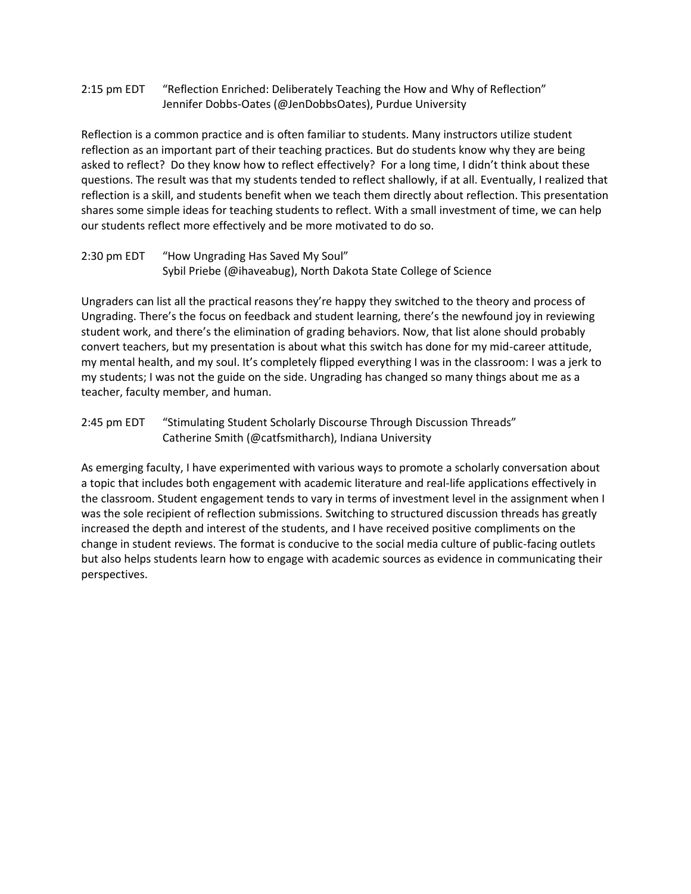2:15 pm EDT “Reflection Enriched: Deliberately Teaching the How and Why of Reflection”
Jennifer Dobbs-Oates (@JenDobbsOates), Purdue University

Reflection is a common practice and is often familiar to students. Many instructors utilize student reflection as an important part of their teaching practices. But do students know why they are being asked to reflect? Do they know how to reflect effectively? For a long time, I didn’t think about these questions. The result was that my students tended to reflect shallowly, if at all. Eventually, I realized that reflection is a skill, and students benefit when we teach them directly about reflection. This presentation shares some simple ideas for teaching students to reflect. With a small investment of time, we can help our students reflect more effectively and be more motivated to do so.

2:30 pm EDT “How Ungrading Has Saved My Soul”
Sybil Priebe (@ihaveabug), North Dakota State College of Science

Ungraders can list all the practical reasons they’re happy they switched to the theory and process of Ungrading. There’s the focus on feedback and student learning, there’s the newfound joy in reviewing student work, and there’s the elimination of grading behaviors. Now, that list alone should probably convert teachers, but my presentation is about what this switch has done for my mid-career attitude, my mental health, and my soul. It’s completely flipped everything I was in the classroom: I was a jerk to my students; I was not the guide on the side. Ungrading has changed so many things about me as a teacher, faculty member, and human.

2:45 pm EDT “Stimulating Student Scholarly Discourse Through Discussion Threads”
Catherine Smith (@catfsmitharch), Indiana University

As emerging faculty, I have experimented with various ways to promote a scholarly conversation about a topic that includes both engagement with academic literature and real-life applications effectively in the classroom. Student engagement tends to vary in terms of investment level in the assignment when I was the sole recipient of reflection submissions. Switching to structured discussion threads has greatly increased the depth and interest of the students, and I have received positive compliments on the change in student reviews. The format is conducive to the social media culture of public-facing outlets but also helps students learn how to engage with academic sources as evidence in communicating their perspectives.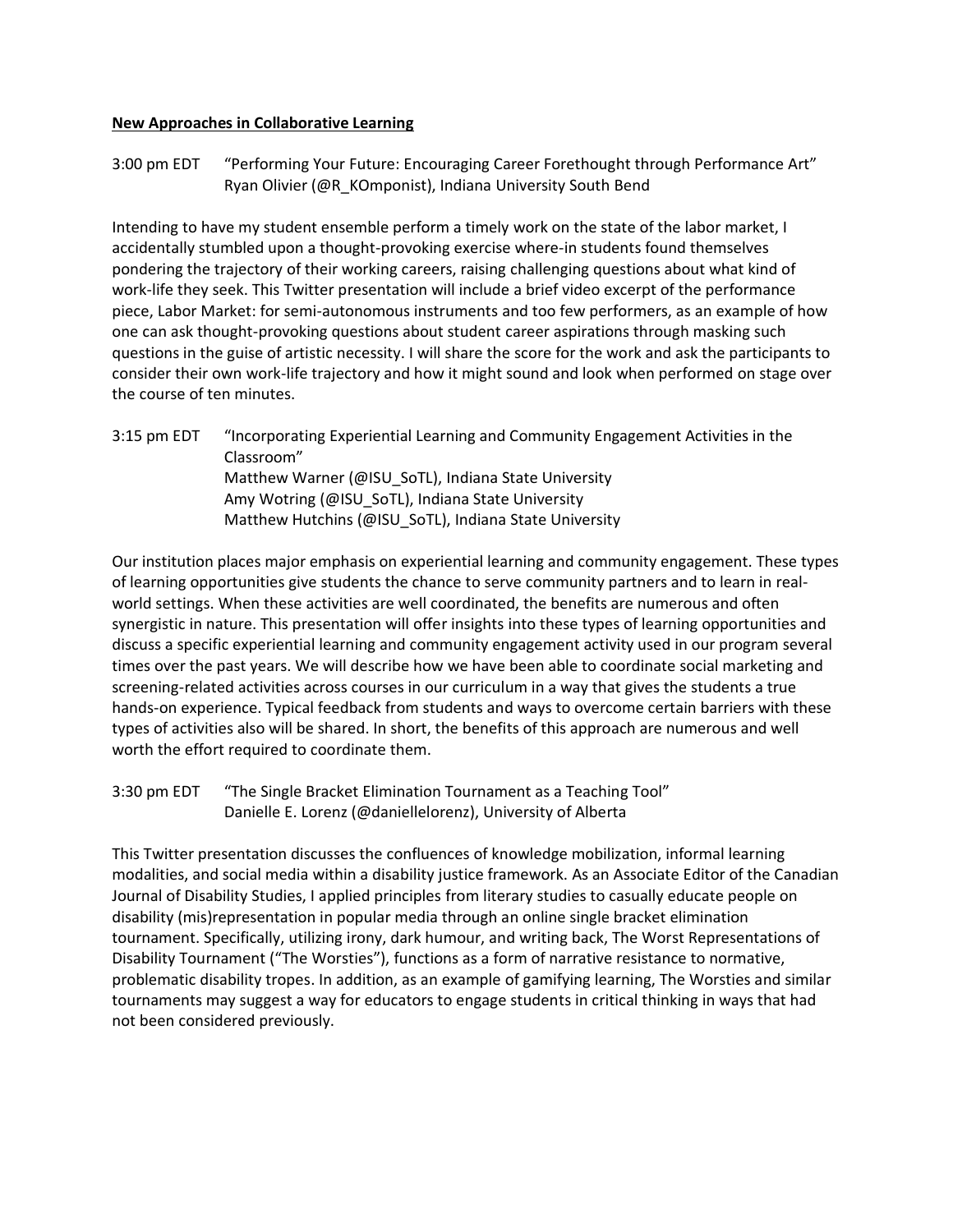**New Approaches in Collaborative Learning**

3:00 pm EDT "Performing Your Future: Encouraging Career Forethought through Performance Art"
Ryan Olivier (@R_KOmponist), Indiana University South Bend

Intending to have my student ensemble perform a timely work on the state of the labor market, I accidentally stumbled upon a thought-provoking exercise where-in students found themselves pondering the trajectory of their working careers, raising challenging questions about what kind of work-life they seek. This Twitter presentation will include a brief video excerpt of the performance piece, Labor Market: for semi-autonomous instruments and too few performers, as an example of how one can ask thought-provoking questions about student career aspirations through masking such questions in the guise of artistic necessity. I will share the score for the work and ask the participants to consider their own work-life trajectory and how it might sound and look when performed on stage over the course of ten minutes.

3:15 pm EDT "Incorporating Experiential Learning and Community Engagement Activities in the Classroom"
Matthew Warner (@ISU_SoTL), Indiana State University
Amy Wotring (@ISU_SoTL), Indiana State University
Matthew Hutchins (@ISU_SoTL), Indiana State University

Our institution places major emphasis on experiential learning and community engagement. These types of learning opportunities give students the chance to serve community partners and to learn in real-world settings. When these activities are well coordinated, the benefits are numerous and often synergistic in nature. This presentation will offer insights into these types of learning opportunities and discuss a specific experiential learning and community engagement activity used in our program several times over the past years. We will describe how we have been able to coordinate social marketing and screening-related activities across courses in our curriculum in a way that gives the students a true hands-on experience. Typical feedback from students and ways to overcome certain barriers with these types of activities also will be shared. In short, the benefits of this approach are numerous and well worth the effort required to coordinate them.

3:30 pm EDT "The Single Bracket Elimination Tournament as a Teaching Tool"
Danielle E. Lorenz (@daniellelorenz), University of Alberta

This Twitter presentation discusses the confluences of knowledge mobilization, informal learning modalities, and social media within a disability justice framework. As an Associate Editor of the Canadian Journal of Disability Studies, I applied principles from literary studies to casually educate people on disability (mis)representation in popular media through an online single bracket elimination tournament. Specifically, utilizing irony, dark humour, and writing back, The Worst Representations of Disability Tournament ("The Worsties"), functions as a form of narrative resistance to normative, problematic disability tropes. In addition, as an example of gamifying learning, The Worsties and similar tournaments may suggest a way for educators to engage students in critical thinking in ways that had not been considered previously.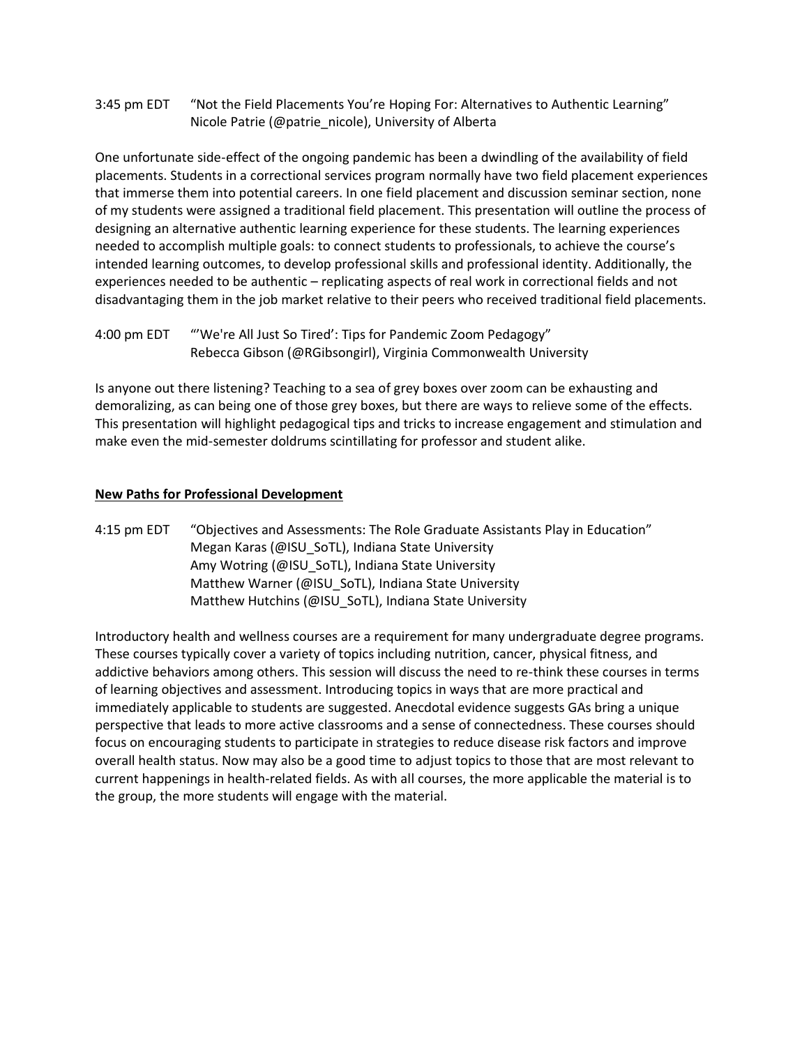3:45 pm EDT "Not the Field Placements You're Hoping For: Alternatives to Authentic Learning"
Nicole Patrie (@patrie_nicole), University of Alberta

One unfortunate side-effect of the ongoing pandemic has been a dwindling of the availability of field placements. Students in a correctional services program normally have two field placement experiences that immerse them into potential careers. In one field placement and discussion seminar section, none of my students were assigned a traditional field placement. This presentation will outline the process of designing an alternative authentic learning experience for these students. The learning experiences needed to accomplish multiple goals: to connect students to professionals, to achieve the course's intended learning outcomes, to develop professional skills and professional identity. Additionally, the experiences needed to be authentic – replicating aspects of real work in correctional fields and not disadvantaging them in the job market relative to their peers who received traditional field placements.

4:00 pm EDT "'We're All Just So Tired': Tips for Pandemic Zoom Pedagogy"
Rebecca Gibson (@RGibsongirl), Virginia Commonwealth University

Is anyone out there listening? Teaching to a sea of grey boxes over zoom can be exhausting and demoralizing, as can being one of those grey boxes, but there are ways to relieve some of the effects. This presentation will highlight pedagogical tips and tricks to increase engagement and stimulation and make even the mid-semester doldrums scintillating for professor and student alike.

**New Paths for Professional Development**

4:15 pm EDT "Objectives and Assessments: The Role Graduate Assistants Play in Education"
Megan Karas (@ISU_SoTL), Indiana State University
Amy Wotring (@ISU_SoTL), Indiana State University
Matthew Warner (@ISU_SoTL), Indiana State University
Matthew Hutchins (@ISU_SoTL), Indiana State University

Introductory health and wellness courses are a requirement for many undergraduate degree programs. These courses typically cover a variety of topics including nutrition, cancer, physical fitness, and addictive behaviors among others. This session will discuss the need to re-think these courses in terms of learning objectives and assessment. Introducing topics in ways that are more practical and immediately applicable to students are suggested. Anecdotal evidence suggests GAs bring a unique perspective that leads to more active classrooms and a sense of connectedness. These courses should focus on encouraging students to participate in strategies to reduce disease risk factors and improve overall health status. Now may also be a good time to adjust topics to those that are most relevant to current happenings in health-related fields. As with all courses, the more applicable the material is to the group, the more students will engage with the material.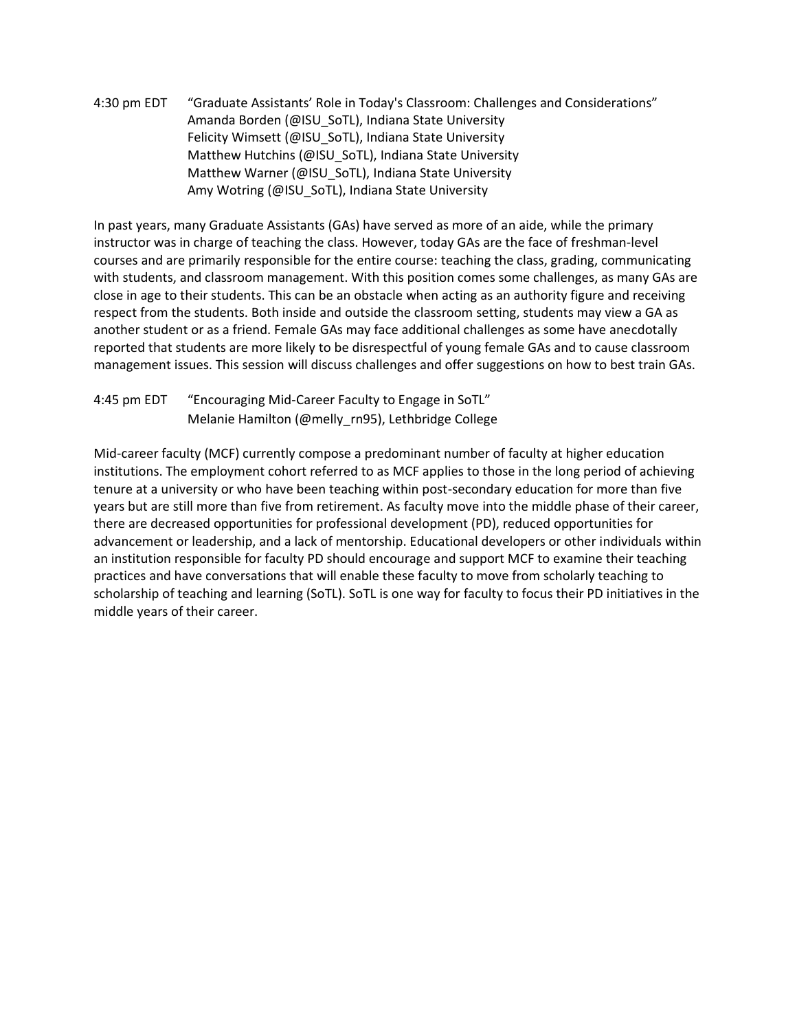4:30 pm EDT “Graduate Assistants’ Role in Today's Classroom: Challenges and Considerations”
Amanda Borden (@ISU_SoTL), Indiana State University
Felicity Wimsett (@ISU_SoTL), Indiana State University
Matthew Hutchins (@ISU_SoTL), Indiana State University
Matthew Warner (@ISU_SoTL), Indiana State University
Amy Wotring (@ISU_SoTL), Indiana State University

In past years, many Graduate Assistants (GAs) have served as more of an aide, while the primary instructor was in charge of teaching the class. However, today GAs are the face of freshman-level courses and are primarily responsible for the entire course: teaching the class, grading, communicating with students, and classroom management. With this position comes some challenges, as many GAs are close in age to their students. This can be an obstacle when acting as an authority figure and receiving respect from the students. Both inside and outside the classroom setting, students may view a GA as another student or as a friend. Female GAs may face additional challenges as some have anecdotally reported that students are more likely to be disrespectful of young female GAs and to cause classroom management issues. This session will discuss challenges and offer suggestions on how to best train GAs.

4:45 pm EDT “Encouraging Mid-Career Faculty to Engage in SoTL”
Melanie Hamilton (@melly_rn95), Lethbridge College

Mid-career faculty (MCF) currently compose a predominant number of faculty at higher education institutions. The employment cohort referred to as MCF applies to those in the long period of achieving tenure at a university or who have been teaching within post-secondary education for more than five years but are still more than five from retirement. As faculty move into the middle phase of their career, there are decreased opportunities for professional development (PD), reduced opportunities for advancement or leadership, and a lack of mentorship. Educational developers or other individuals within an institution responsible for faculty PD should encourage and support MCF to examine their teaching practices and have conversations that will enable these faculty to move from scholarly teaching to scholarship of teaching and learning (SoTL). SoTL is one way for faculty to focus their PD initiatives in the middle years of their career.